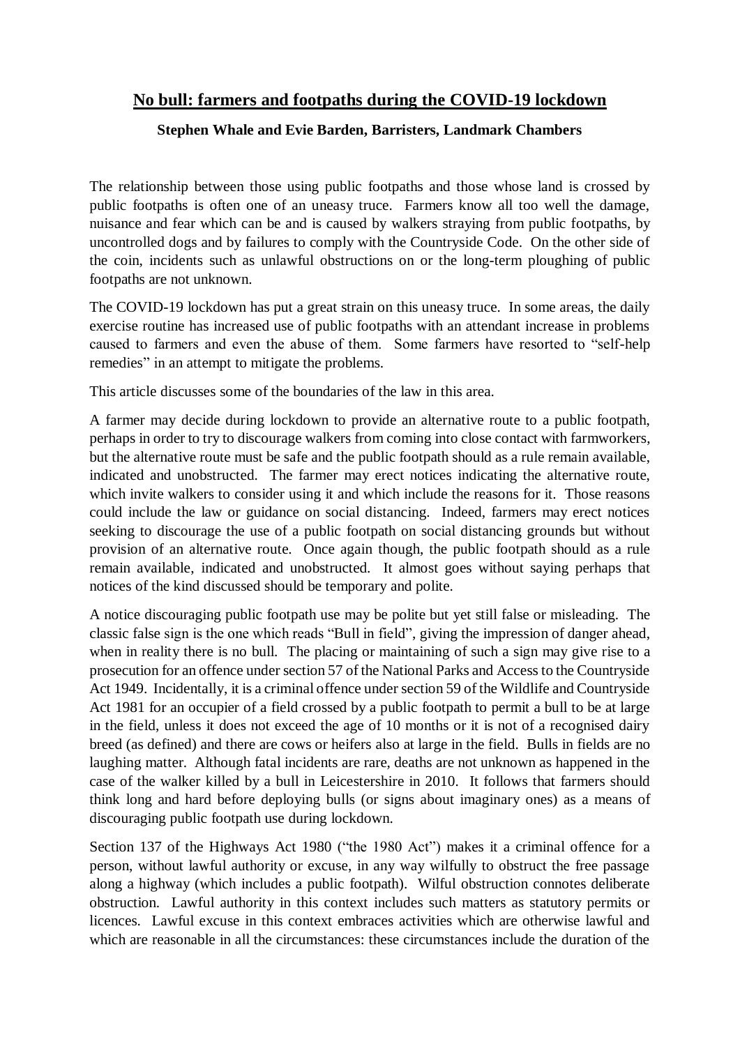# No bull: farmers and footpaths during the COVID-19 lockdown

**Stephen Whale and Evie Barden, Barristers, Landmark Chambers**

The relationship between those using public footpaths and those whose land is crossed by public footpaths is often one of an uneasy truce. Farmers know all too well the damage, nuisance and fear which can be and is caused by walkers straying from public footpaths, by uncontrolled dogs and by failures to comply with the Countryside Code. On the other side of the coin, incidents such as unlawful obstructions on or the long-term ploughing of public footpaths are not unknown.

The COVID-19 lockdown has put a great strain on this uneasy truce. In some areas, the daily exercise routine has increased use of public footpaths with an attendant increase in problems caused to farmers and even the abuse of them. Some farmers have resorted to "self-help remedies" in an attempt to mitigate the problems.

This article discusses some of the boundaries of the law in this area.

A farmer may decide during lockdown to provide an alternative route to a public footpath, perhaps in order to try to discourage walkers from coming into close contact with farmworkers, but the alternative route must be safe and the public footpath should as a rule remain available, indicated and unobstructed. The farmer may erect notices indicating the alternative route, which invite walkers to consider using it and which include the reasons for it. Those reasons could include the law or guidance on social distancing. Indeed, farmers may erect notices seeking to discourage the use of a public footpath on social distancing grounds but without provision of an alternative route. Once again though, the public footpath should as a rule remain available, indicated and unobstructed. It almost goes without saying perhaps that notices of the kind discussed should be temporary and polite.

A notice discouraging public footpath use may be polite but yet still false or misleading. The classic false sign is the one which reads "Bull in field", giving the impression of danger ahead, when in reality there is no bull. The placing or maintaining of such a sign may give rise to a prosecution for an offence under section 57 of the National Parks and Access to the Countryside Act 1949. Incidentally, it is a criminal offence under section 59 of the Wildlife and Countryside Act 1981 for an occupier of a field crossed by a public footpath to permit a bull to be at large in the field, unless it does not exceed the age of 10 months or it is not of a recognised dairy breed (as defined) and there are cows or heifers also at large in the field. Bulls in fields are no laughing matter. Although fatal incidents are rare, deaths are not unknown as happened in the case of the walker killed by a bull in Leicestershire in 2010. It follows that farmers should think long and hard before deploying bulls (or signs about imaginary ones) as a means of discouraging public footpath use during lockdown.

Section 137 of the Highways Act 1980 ("the 1980 Act") makes it a criminal offence for a person, without lawful authority or excuse, in any way wilfully to obstruct the free passage along a highway (which includes a public footpath). Wilful obstruction connotes deliberate obstruction. Lawful authority in this context includes such matters as statutory permits or licences. Lawful excuse in this context embraces activities which are otherwise lawful and which are reasonable in all the circumstances: these circumstances include the duration of the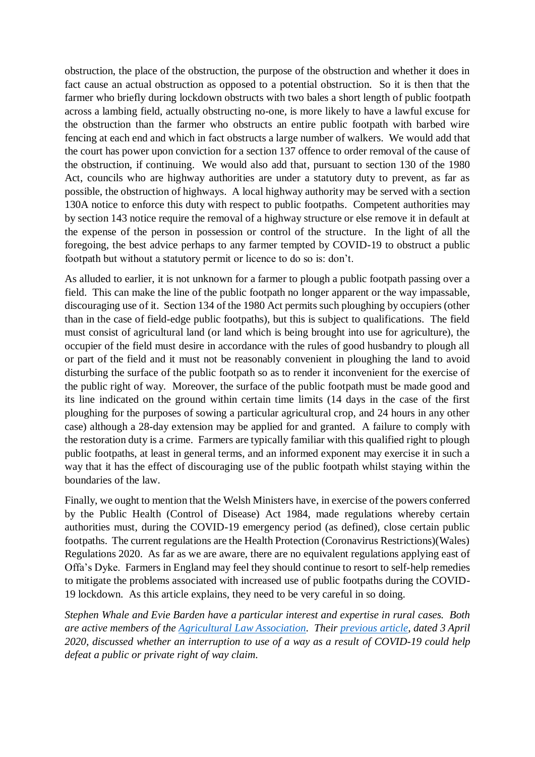obstruction, the place of the obstruction, the purpose of the obstruction and whether it does in fact cause an actual obstruction as opposed to a potential obstruction. So it is then that the farmer who briefly during lockdown obstructs with two bales a short length of public footpath across a lambing field, actually obstructing no-one, is more likely to have a lawful excuse for the obstruction than the farmer who obstructs an entire public footpath with barbed wire fencing at each end and which in fact obstructs a large number of walkers. We would add that the court has power upon conviction for a section 137 offence to order removal of the cause of the obstruction, if continuing. We would also add that, pursuant to section 130 of the 1980 Act, councils who are highway authorities are under a statutory duty to prevent, as far as possible, the obstruction of highways. A local highway authority may be served with a section 130A notice to enforce this duty with respect to public footpaths. Competent authorities may by section 143 notice require the removal of a highway structure or else remove it in default at the expense of the person in possession or control of the structure. In the light of all the foregoing, the best advice perhaps to any farmer tempted by COVID-19 to obstruct a public footpath but without a statutory permit or licence to do so is: don't.

As alluded to earlier, it is not unknown for a farmer to plough a public footpath passing over a field. This can make the line of the public footpath no longer apparent or the way impassable, discouraging use of it. Section 134 of the 1980 Act permits such ploughing by occupiers (other than in the case of field-edge public footpaths), but this is subject to qualifications. The field must consist of agricultural land (or land which is being brought into use for agriculture), the occupier of the field must desire in accordance with the rules of good husbandry to plough all or part of the field and it must not be reasonably convenient in ploughing the land to avoid disturbing the surface of the public footpath so as to render it inconvenient for the exercise of the public right of way. Moreover, the surface of the public footpath must be made good and its line indicated on the ground within certain time limits (14 days in the case of the first ploughing for the purposes of sowing a particular agricultural crop, and 24 hours in any other case) although a 28-day extension may be applied for and granted. A failure to comply with the restoration duty is a crime. Farmers are typically familiar with this qualified right to plough public footpaths, at least in general terms, and an informed exponent may exercise it in such a way that it has the effect of discouraging use of the public footpath whilst staying within the boundaries of the law.

Finally, we ought to mention that the Welsh Ministers have, in exercise of the powers conferred by the Public Health (Control of Disease) Act 1984, made regulations whereby certain authorities must, during the COVID-19 emergency period (as defined), close certain public footpaths. The current regulations are the Health Protection (Coronavirus Restrictions)(Wales) Regulations 2020. As far as we are aware, there are no equivalent regulations applying east of Offa's Dyke. Farmers in England may feel they should continue to resort to self-help remedies to mitigate the problems associated with increased use of public footpaths during the COVID-19 lockdown. As this article explains, they need to be very careful in so doing.

*Stephen Whale and Evie Barden have a particular interest and expertise in rural cases. Both are active members of the Agricultural Law Association. Their previous article, dated 3 April 2020, discussed whether an interruption to use of a way as a result of COVID-19 could help defeat a public or private right of way claim.*